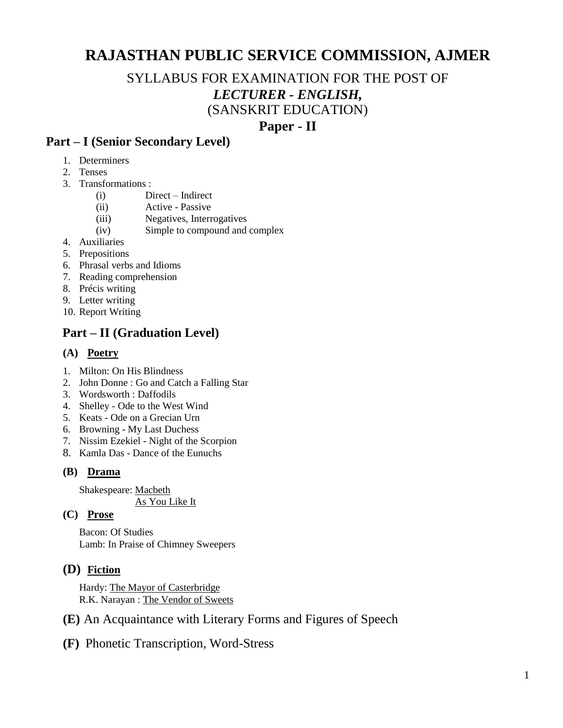# RAJASTHAN PUBLIC SERVICE COMMISSION, AJMER

SYLLABUS FOR EXAMINATION FOR THE POST OF

***LECTURER - ENGLISH,***

(SANSKRIT EDUCATION)

## Paper - II

## Part – I (Senior Secondary Level)

1. Determiners
2. Tenses
3. Transformations :
   - (i) Direct – Indirect
   - (ii) Active - Passive
   - (iii) Negatives, Interrogatives
   - (iv) Simple to compound and complex
4. Auxiliaries
5. Prepositions
6. Phrasal verbs and Idioms
7. Reading comprehension
8. Précis writing
9. Letter writing
10. Report Writing

## Part – II (Graduation Level)

### (A) Poetry

1. Milton: On His Blindness
2. John Donne : Go and Catch a Falling Star
3. Wordsworth : Daffodils
4. Shelley - Ode to the West Wind
5. Keats - Ode on a Grecian Urn
6. Browning - My Last Duchess
7. Nissim Ezekiel - Night of the Scorpion
8. Kamla Das - Dance of the Eunuchs

### (B) Drama

Shakespeare: Macbeth
As You Like It

### (C) Prose

Bacon: Of Studies
Lamb: In Praise of Chimney Sweepers

### (D) Fiction

Hardy: The Mayor of Casterbridge
R.K. Narayan : The Vendor of Sweets

### (E) An Acquaintance with Literary Forms and Figures of Speech

### (F) Phonetic Transcription, Word-Stress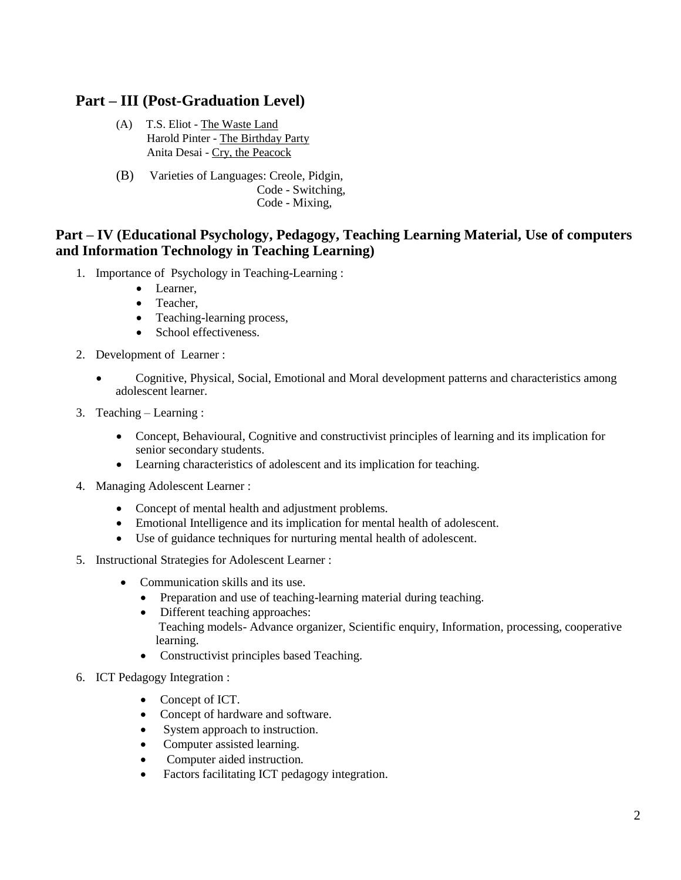## Part – III (Post-Graduation Level)

(A) T.S. Eliot - The Waste Land
Harold Pinter - The Birthday Party
Anita Desai - Cry, the Peacock

(B) Varieties of Languages: Creole, Pidgin,
Code - Switching,
Code - Mixing,

## Part – IV (Educational Psychology, Pedagogy, Teaching Learning Material, Use of computers and Information Technology in Teaching Learning)

1. Importance of Psychology in Teaching-Learning :
    - Learner,
    - Teacher,
    - Teaching-learning process,
    - School effectiveness.
2. Development of Learner :
    - Cognitive, Physical, Social, Emotional and Moral development patterns and characteristics among adolescent learner.
3. Teaching – Learning :
    - Concept, Behavioural, Cognitive and constructivist principles of learning and its implication for senior secondary students.
    - Learning characteristics of adolescent and its implication for teaching.
4. Managing Adolescent Learner :
    - Concept of mental health and adjustment problems.
    - Emotional Intelligence and its implication for mental health of adolescent.
    - Use of guidance techniques for nurturing mental health of adolescent.
5. Instructional Strategies for Adolescent Learner :
    - Communication skills and its use.
    - Preparation and use of teaching-learning material during teaching.
    - Different teaching approaches:
      Teaching models- Advance organizer, Scientific enquiry, Information, processing, cooperative learning.
    - Constructivist principles based Teaching.
6. ICT Pedagogy Integration :
    - Concept of ICT.
    - Concept of hardware and software.
    - System approach to instruction.
    - Computer assisted learning.
    - Computer aided instruction.
    - Factors facilitating ICT pedagogy integration.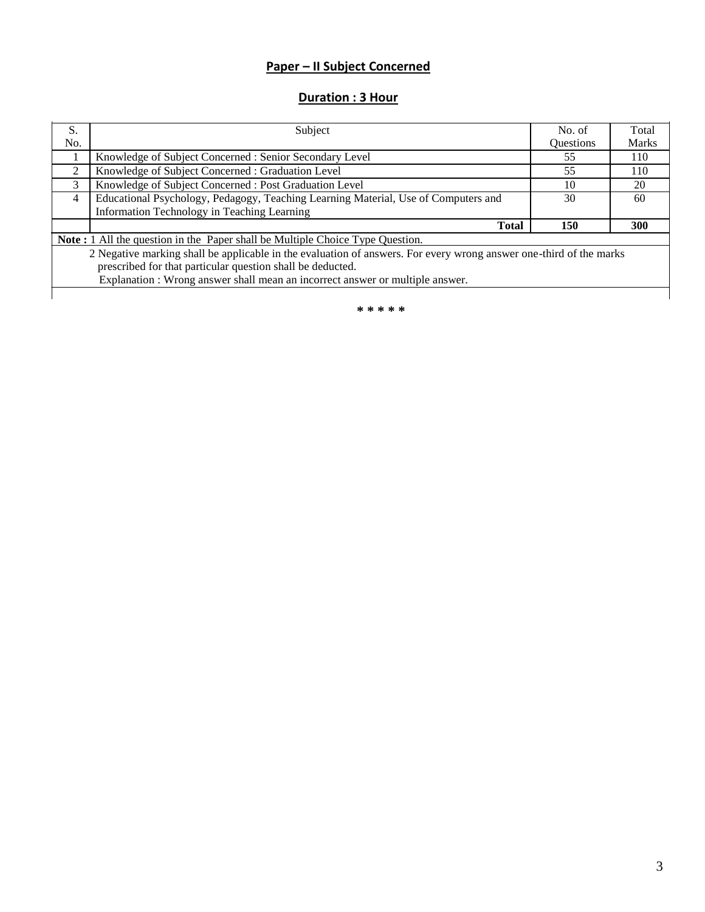## Paper – II Subject Concerned

## Duration : 3 Hour

| S. No. | Subject | No. of Questions | Total Marks |
|---|---|---|---|
| 1 | Knowledge of Subject Concerned : Senior Secondary Level | 55 | 110 |
| 2 | Knowledge of Subject Concerned : Graduation Level | 55 | 110 |
| 3 | Knowledge of Subject Concerned : Post Graduation Level | 10 | 20 |
| 4 | Educational Psychology, Pedagogy, Teaching Learning Material, Use of Computers and Information Technology in Teaching Learning | 30 | 60 |
| | **Total** | **150** | **300** |

**Note :** 1 All the question in the Paper shall be Multiple Choice Type Question.

2 Negative marking shall be applicable in the evaluation of answers. For every wrong answer one-third of the marks prescribed for that particular question shall be deducted.

Explanation : Wrong answer shall mean an incorrect answer or multiple answer.

* * * * *